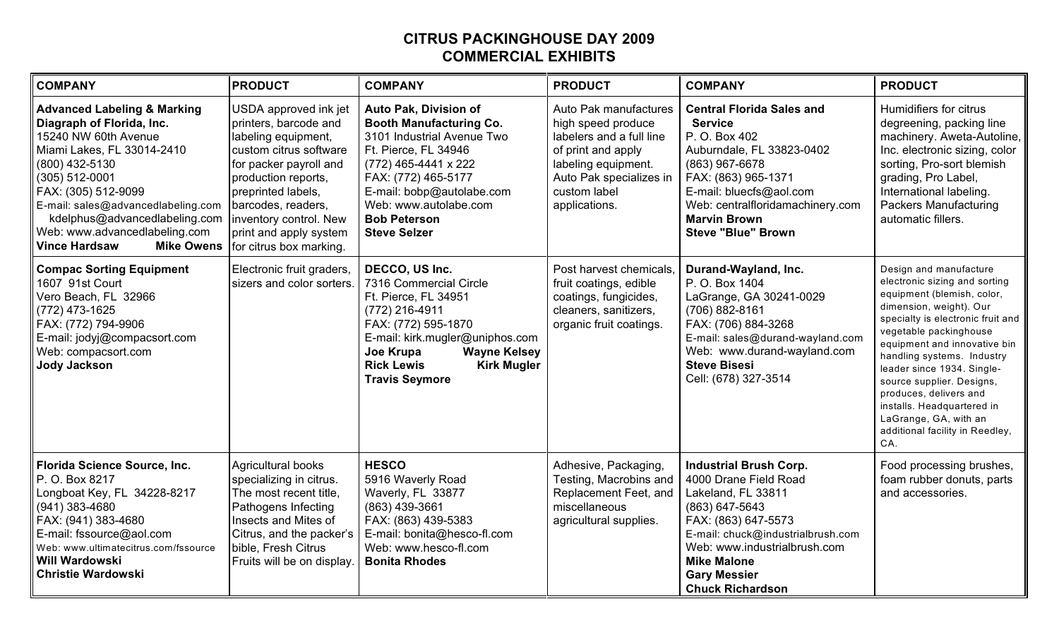# CITRUS PACKINGHOUSE DAY 2009
## COMMERCIAL EXHIBITS

| COMPANY | PRODUCT | COMPANY | PRODUCT | COMPANY | PRODUCT |
|---|---|---|---|---|---|
| **Advanced Labeling & Marking Diagraph of Florida, Inc.**<br>15240 NW 60th Avenue<br>Miami Lakes, FL 33014-2410<br>(800) 432-5130<br>(305) 512-0001<br>FAX: (305) 512-9099<br>E-mail: sales@advancedlabeling.com<br>kdelphus@advancedlabeling.com<br>Web: www.advancedlabeling.com<br>**Vince Hardsaw** **Mike Owens** | USDA approved ink jet printers, barcode and labeling equipment, custom citrus software for packer payroll and production reports, preprinted labels, barcodes, readers, inventory control. New print and apply system for citrus box marking. | **Auto Pak, Division of Booth Manufacturing Co.**<br>3101 Industrial Avenue Two<br>Ft. Pierce, FL 34946<br>(772) 465-4441 x 222<br>FAX: (772) 465-5177<br>E-mail: bobp@autolabe.com<br>Web: www.autolabe.com<br>**Bob Peterson**<br>**Steve Selzer** | Auto Pak manufactures high speed produce labelers and a full line of print and apply labeling equipment. Auto Pak specializes in custom label applications. | **Central Florida Sales and Service**<br>P. O. Box 402<br>Auburndale, FL 33823-0402<br>(863) 967-6678<br>FAX: (863) 965-1371<br>E-mail: bluecfs@aol.com<br>Web: centralfloridamachinery.com<br>**Marvin Brown**<br>**Steve "Blue" Brown** | Humidifiers for citrus degreening, packing line machinery. Aweta-Autoline, Inc. electronic sizing, color sorting, Pro-sort blemish grading, Pro Label, International labeling. Packers Manufacturing automatic fillers. |
| **Compac Sorting Equipment**<br>1607 91st Court<br>Vero Beach, FL 32966<br>(772) 473-1625<br>FAX: (772) 794-9906<br>E-mail: jodyj@compacsort.com<br>Web: compacsort.com<br>**Jody Jackson** | Electronic fruit graders, sizers and color sorters. | **DECCO, US Inc.**<br>7316 Commercial Circle<br>Ft. Pierce, FL 34951<br>(772) 216-4911<br>FAX: (772) 595-1870<br>E-mail: kirk.mugler@uniphos.com<br>**Joe Krupa** **Wayne Kelsey**<br>**Rick Lewis** **Kirk Mugler**<br>**Travis Seymore** | Post harvest chemicals, fruit coatings, edible coatings, fungicides, cleaners, sanitizers, organic fruit coatings. | **Durand-Wayland, Inc.**<br>P. O. Box 1404<br>LaGrange, GA 30241-0029<br>(706) 882-8161<br>FAX: (706) 884-3268<br>E-mail: sales@durand-wayland.com<br>Web: www.durand-wayland.com<br>**Steve Bisesi**<br>Cell: (678) 327-3514 | Design and manufacture electronic sizing and sorting equipment (blemish, color, dimension, weight). Our specialty is electronic fruit and vegetable packinghouse equipment and innovative bin handling systems. Industry leader since 1934. Single-source supplier. Designs, produces, delivers and installs. Headquartered in LaGrange, GA, with an additional facility in Reedley, CA. |
| **Florida Science Source, Inc.**<br>P. O. Box 8217<br>Longboat Key, FL 34228-8217<br>(941) 383-4680<br>FAX: (941) 383-4680<br>E-mail: fssource@aol.com<br>Web: www.ultimatecitrus.com/fssource<br>**Will Wardowski**<br>**Christie Wardowski** | Agricultural books specializing in citrus. The most recent title, Pathogens Infecting Insects and Mites of Citrus, and the packer's bible, Fresh Citrus Fruits will be on display. | **HESCO**<br>5916 Waverly Road<br>Waverly, FL 33877<br>(863) 439-3661<br>FAX: (863) 439-5383<br>E-mail: bonita@hesco-fl.com<br>Web: www.hesco-fl.com<br>**Bonita Rhodes** | Adhesive, Packaging, Testing, Macrobins and Replacement Feet, and miscellaneous agricultural supplies. | **Industrial Brush Corp.**<br>4000 Drane Field Road<br>Lakeland, FL 33811<br>(863) 647-5643<br>FAX: (863) 647-5573<br>E-mail: chuck@industrialbrush.com<br>Web: www.industrialbrush.com<br>**Mike Malone**<br>**Gary Messier**<br>**Chuck Richardson** | Food processing brushes, foam rubber donuts, parts and accessories. |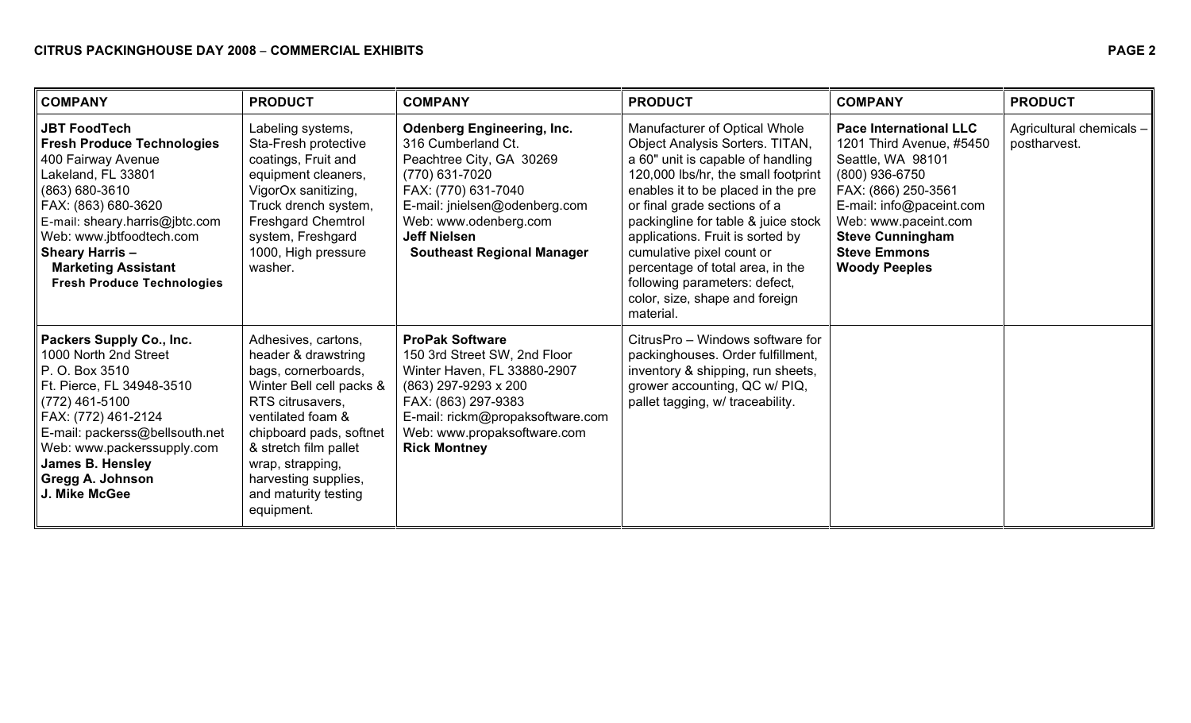| COMPANY | PRODUCT | COMPANY | PRODUCT | COMPANY | PRODUCT |
|---|---|---|---|---|---|
| **JBT FoodTech**<br>**Fresh Produce Technologies**<br>400 Fairway Avenue<br>Lakeland, FL 33801<br>(863) 680-3610<br>FAX: (863) 680-3620<br>E-mail: sheary.harris@jbtc.com<br>Web: www.jbtfoodtech.com<br>**Sheary Harris – Marketing Assistant Fresh Produce Technologies** | Labeling systems, Sta-Fresh protective coatings, Fruit and equipment cleaners, VigorOx sanitizing, Truck drench system, Freshgard Chemtrol system, Freshgard 1000, High pressure washer. | **Odenberg Engineering, Inc.**<br>316 Cumberland Ct.<br>Peachtree City, GA 30269<br>(770) 631-7020<br>FAX: (770) 631-7040<br>E-mail: jnielsen@odenberg.com<br>Web: www.odenberg.com<br>**Jeff Nielsen**<br>**Southeast Regional Manager** | Manufacturer of Optical Whole Object Analysis Sorters. TITAN, a 60" unit is capable of handling 120,000 lbs/hr, the small footprint enables it to be placed in the pre or final grade sections of a packingline for table & juice stock applications. Fruit is sorted by cumulative pixel count or percentage of total area, in the following parameters: defect, color, size, shape and foreign material. | **Pace International LLC**<br>1201 Third Avenue, #5450<br>Seattle, WA 98101<br>(800) 936-6750<br>FAX: (866) 250-3561<br>E-mail: info@paceint.com<br>Web: www.paceint.com<br>**Steve Cunningham**<br>**Steve Emmons**<br>**Woody Peeples** | Agricultural chemicals – postharvest. |
| **Packers Supply Co., Inc.**<br>1000 North 2nd Street<br>P. O. Box 3510<br>Ft. Pierce, FL 34948-3510<br>(772) 461-5100<br>FAX: (772) 461-2124<br>E-mail: packerss@bellsouth.net<br>Web: www.packerssupply.com<br>**James B. Hensley**<br>**Gregg A. Johnson**<br>**J. Mike McGee** | Adhesives, cartons, header & drawstring bags, cornerboards, Winter Bell cell packs & RTS citrusavers, ventilated foam & chipboard pads, softnet & stretch film pallet wrap, strapping, harvesting supplies, and maturity testing equipment. | **ProPak Software**<br>150 3rd Street SW, 2nd Floor<br>Winter Haven, FL 33880-2907<br>(863) 297-9293 x 200<br>FAX: (863) 297-9383<br>E-mail: rickm@propaksoftware.com<br>Web: www.propaksoftware.com<br>**Rick Montney** | CitrusPro – Windows software for packinghouses. Order fulfillment, inventory & shipping, run sheets, grower accounting, QC w/ PIQ, pallet tagging, w/ traceability. | | |